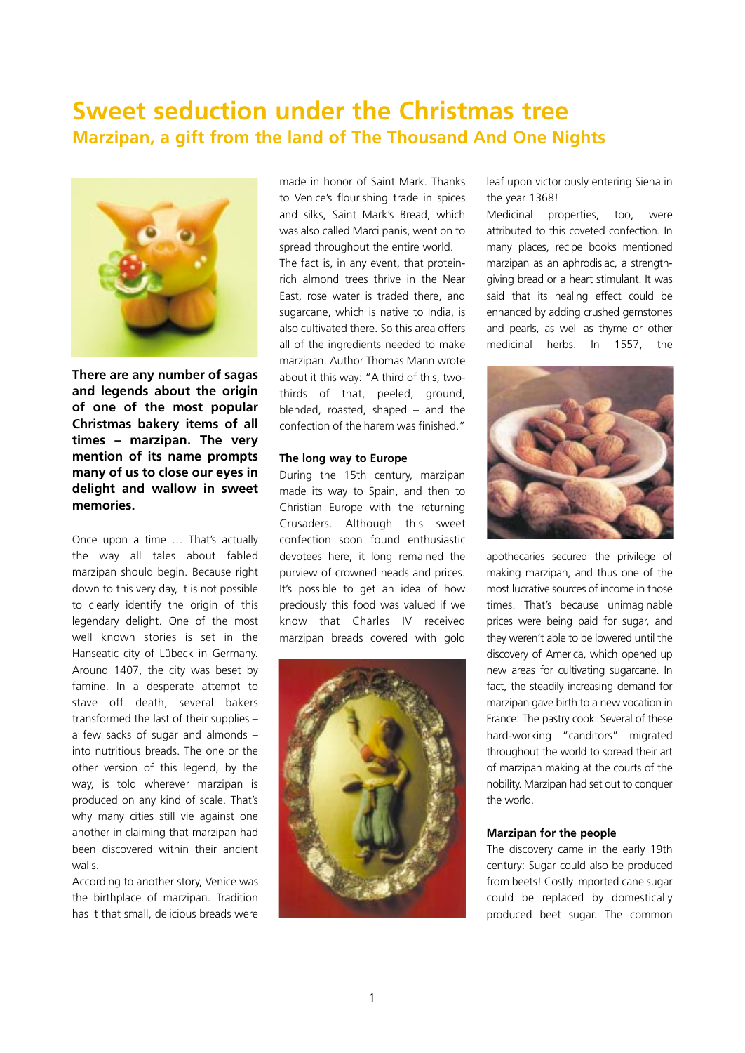# Sweet seduction under the Christmas tree

## Marzipan, a gift from the land of The Thousand And One Nights

**There are any number of sagas and legends about the origin of one of the most popular Christmas bakery items of all times – marzipan. The very mention of its name prompts many of us to close our eyes in delight and wallow in sweet memories.**

Once upon a time … That's actually the way all tales about fabled marzipan should begin. Because right down to this very day, it is not possible to clearly identify the origin of this legendary delight. One of the most well known stories is set in the Hanseatic city of Lübeck in Germany. Around 1407, the city was beset by famine. In a desperate attempt to stave off death, several bakers transformed the last of their supplies – a few sacks of sugar and almonds – into nutritious breads. The one or the other version of this legend, by the way, is told wherever marzipan is produced on any kind of scale. That's why many cities still vie against one another in claiming that marzipan had been discovered within their ancient walls.

According to another story, Venice was the birthplace of marzipan. Tradition has it that small, delicious breads were made in honor of Saint Mark. Thanks to Venice's flourishing trade in spices and silks, Saint Mark's Bread, which was also called Marci panis, went on to spread throughout the entire world.

The fact is, in any event, that protein-rich almond trees thrive in the Near East, rose water is traded there, and sugarcane, which is native to India, is also cultivated there. So this area offers all of the ingredients needed to make marzipan. Author Thomas Mann wrote about it this way: "A third of this, two-thirds of that, peeled, ground, blended, roasted, shaped – and the confection of the harem was finished."

### The long way to Europe

During the 15th century, marzipan made its way to Spain, and then to Christian Europe with the returning Crusaders. Although this sweet confection soon found enthusiastic devotees here, it long remained the purview of crowned heads and prices. It's possible to get an idea of how preciously this food was valued if we know that Charles IV received marzipan breads covered with gold leaf upon victoriously entering Siena in the year 1368!

Medicinal properties, too, were attributed to this coveted confection. In many places, recipe books mentioned marzipan as an aphrodisiac, a strength-giving bread or a heart stimulant. It was said that its healing effect could be enhanced by adding crushed gemstones and pearls, as well as thyme or other medicinal herbs. In 1557, the apothecaries secured the privilege of making marzipan, and thus one of the most lucrative sources of income in those times. That's because unimaginable prices were being paid for sugar, and they weren't able to be lowered until the discovery of America, which opened up new areas for cultivating sugarcane. In fact, the steadily increasing demand for marzipan gave birth to a new vocation in France: The pastry cook. Several of these hard-working "canditors" migrated throughout the world to spread their art of marzipan making at the courts of the nobility. Marzipan had set out to conquer the world.

### Marzipan for the people

The discovery came in the early 19th century: Sugar could also be produced from beets! Costly imported cane sugar could be replaced by domestically produced beet sugar. The common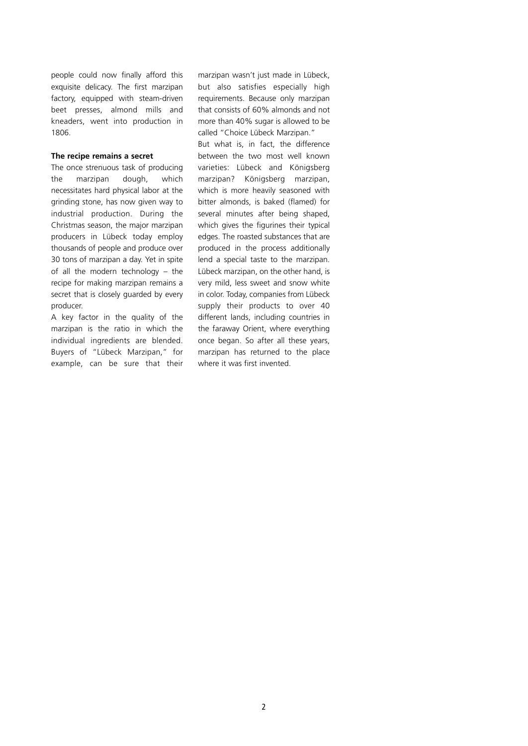people could now finally afford this exquisite delicacy. The first marzipan factory, equipped with steam-driven beet presses, almond mills and kneaders, went into production in 1806.

**The recipe remains a secret**

The once strenuous task of producing the marzipan dough, which necessitates hard physical labor at the grinding stone, has now given way to industrial production. During the Christmas season, the major marzipan producers in Lübeck today employ thousands of people and produce over 30 tons of marzipan a day. Yet in spite of all the modern technology – the recipe for making marzipan remains a secret that is closely guarded by every producer.

A key factor in the quality of the marzipan is the ratio in which the individual ingredients are blended. Buyers of "Lübeck Marzipan," for example, can be sure that their marzipan wasn't just made in Lübeck, but also satisfies especially high requirements. Because only marzipan that consists of 60% almonds and not more than 40% sugar is allowed to be called "Choice Lübeck Marzipan."

But what is, in fact, the difference between the two most well known varieties: Lübeck and Königsberg marzipan? Königsberg marzipan, which is more heavily seasoned with bitter almonds, is baked (flamed) for several minutes after being shaped, which gives the figurines their typical edges. The roasted substances that are produced in the process additionally lend a special taste to the marzipan. Lübeck marzipan, on the other hand, is very mild, less sweet and snow white in color. Today, companies from Lübeck supply their products to over 40 different lands, including countries in the faraway Orient, where everything once began. So after all these years, marzipan has returned to the place where it was first invented.